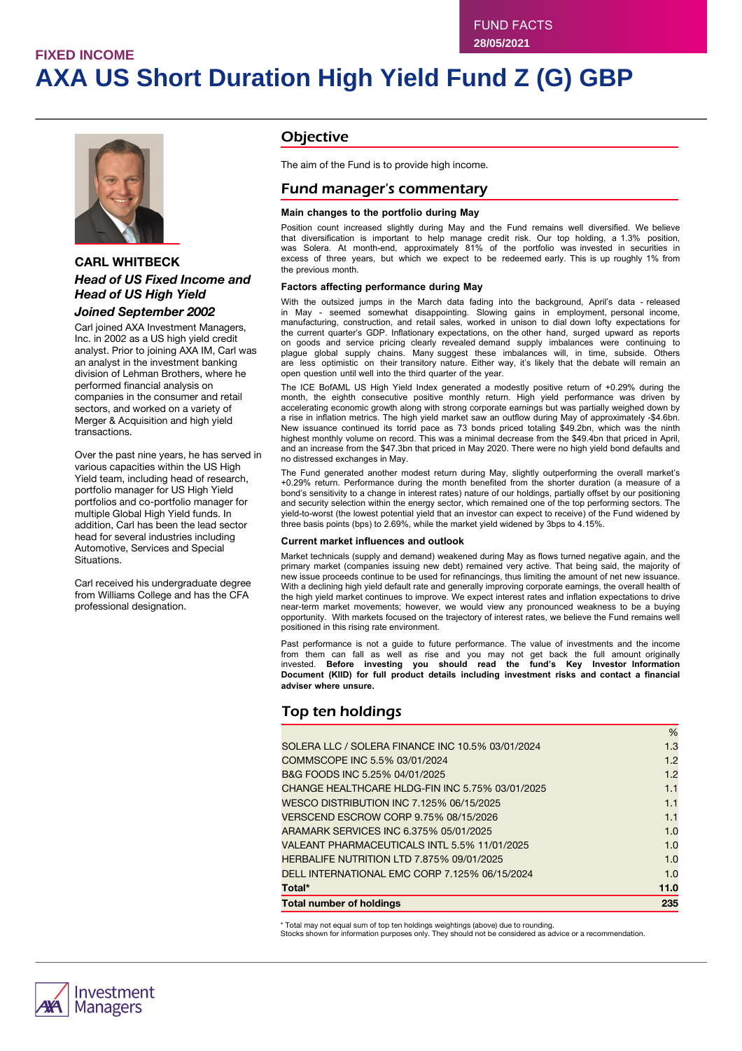FUND FACTS
28/05/2021

FIXED INCOME

# AXA US Short Duration High Yield Fund Z (G) GBP

## CARL WHITBECK

### *Head of US Fixed Income and Head of US High Yield*

### *Joined September 2002*

Carl joined AXA Investment Managers, Inc. in 2002 as a US high yield credit analyst. Prior to joining AXA IM, Carl was an analyst in the investment banking division of Lehman Brothers, where he performed financial analysis on companies in the consumer and retail sectors, and worked on a variety of Merger & Acquisition and high yield transactions.

Over the past nine years, he has served in various capacities within the US High Yield team, including head of research, portfolio manager for US High Yield portfolios and co-portfolio manager for multiple Global High Yield funds. In addition, Carl has been the lead sector head for several industries including Automotive, Services and Special Situations.

Carl received his undergraduate degree from Williams College and has the CFA professional designation.

## Objective

The aim of the Fund is to provide high income.

## Fund manager's commentary

### Main changes to the portfolio during May

Position count increased slightly during May and the Fund remains well diversified. We believe that diversification is important to help manage credit risk. Our top holding, a 1.3% position, was Solera. At month-end, approximately 81% of the portfolio was invested in securities in excess of three years, but which we expect to be redeemed early. This is up roughly 1% from the previous month.

### Factors affecting performance during May

With the outsized jumps in the March data fading into the background, April's data - released in May - seemed somewhat disappointing. Slowing gains in employment, personal income, manufacturing, construction, and retail sales, worked in unison to dial down lofty expectations for the current quarter's GDP. Inflationary expectations, on the other hand, surged upward as reports on goods and service pricing clearly revealed demand supply imbalances were continuing to plague global supply chains. Many suggest these imbalances will, in time, subside. Others are less optimistic on their transitory nature. Either way, it's likely that the debate will remain an open question until well into the third quarter of the year.

The ICE BofAML US High Yield Index generated a modestly positive return of +0.29% during the month, the eighth consecutive positive monthly return. High yield performance was driven by accelerating economic growth along with strong corporate earnings but was partially weighed down by a rise in inflation metrics. The high yield market saw an outflow during May of approximately -$4.6bn. New issuance continued its torrid pace as 73 bonds priced totaling $49.2bn, which was the ninth highest monthly volume on record. This was a minimal decrease from the $49.4bn that priced in April, and an increase from the $47.3bn that priced in May 2020. There were no high yield bond defaults and no distressed exchanges in May.

The Fund generated another modest return during May, slightly outperforming the overall market's +0.29% return. Performance during the month benefited from the shorter duration (a measure of a bond's sensitivity to a change in interest rates) nature of our holdings, partially offset by our positioning and security selection within the energy sector, which remained one of the top performing sectors. The yield-to-worst (the lowest potential yield that an investor can expect to receive) of the Fund widened by three basis points (bps) to 2.69%, while the market yield widened by 3bps to 4.15%.

### Current market influences and outlook

Market technicals (supply and demand) weakened during May as flows turned negative again, and the primary market (companies issuing new debt) remained very active. That being said, the majority of new issue proceeds continue to be used for refinancings, thus limiting the amount of net new issuance. With a declining high yield default rate and generally improving corporate earnings, the overall health of the high yield market continues to improve. We expect interest rates and inflation expectations to drive near-term market movements; however, we would view any pronounced weakness to be a buying opportunity. With markets focused on the trajectory of interest rates, we believe the Fund remains well positioned in this rising rate environment.

Past performance is not a guide to future performance. The value of investments and the income from them can fall as well as rise and you may not get back the full amount originally invested. **Before investing you should read the fund's Key Investor Information Document (KIID) for full product details including investment risks and contact a financial adviser where unsure.**

## Top ten holdings

| | % |
|---|---|
| SOLERA LLC / SOLERA FINANCE INC 10.5% 03/01/2024 | 1.3 |
| COMMSCOPE INC 5.5% 03/01/2024 | 1.2 |
| B&G FOODS INC 5.25% 04/01/2025 | 1.2 |
| CHANGE HEALTHCARE HLDG-FIN INC 5.75% 03/01/2025 | 1.1 |
| WESCO DISTRIBUTION INC 7.125% 06/15/2025 | 1.1 |
| VERSCEND ESCROW CORP 9.75% 08/15/2026 | 1.1 |
| ARAMARK SERVICES INC 6.375% 05/01/2025 | 1.0 |
| VALEANT PHARMACEUTICALS INTL 5.5% 11/01/2025 | 1.0 |
| HERBALIFE NUTRITION LTD 7.875% 09/01/2025 | 1.0 |
| DELL INTERNATIONAL EMC CORP 7.125% 06/15/2024 | 1.0 |
| **Total*** | **11.0** |
| **Total number of holdings** | **235** |

* Total may not equal sum of top ten holdings weightings (above) due to rounding.
Stocks shown for information purposes only. They should not be considered as advice or a recommendation.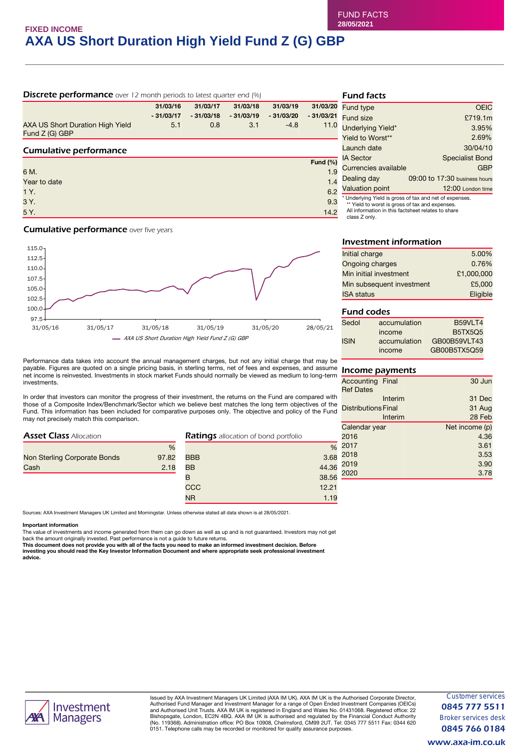FUND FACTS
28/05/2021

**FIXED INCOME**

# AXA US Short Duration High Yield Fund Z (G) GBP

## Discrete performance over 12 month periods to latest quarter end (%)

| | 31/03/16 - 31/03/17 | 31/03/17 - 31/03/18 | 31/03/18 - 31/03/19 | 31/03/19 - 31/03/20 | 31/03/20 - 31/03/21 |
|---|---|---|---|---|---|
| AXA US Short Duration High Yield Fund Z (G) GBP | 5.1 | 0.8 | 3.1 | -4.8 | 11.0 |

## Cumulative performance

| | Fund (%) |
|---|---|
| 6 M. | 1.9 |
| Year to date | 1.4 |
| 1 Y. | 6.2 |
| 3 Y. | 9.3 |
| 5 Y. | 14.2 |

## Cumulative performance over five years

115.0
112.5
110.0
107.5
105.0
102.5
100.0
97.5

31/05/16 31/05/17 31/05/18 31/05/19 31/05/20 28/05/21

*AXA US Short Duration High Yield Fund Z (G) GBP*

Performance data takes into account the annual management charges, but not any initial charge that may be payable. Figures are quoted on a single pricing basis, in sterling terms, net of fees and expenses, and assume net income is reinvested. Investments in stock market Funds should normally be viewed as medium to long-term investments.

In order that investors can monitor the progress of their investment, the returns on the Fund are compared with those of a Composite Index/Benchmark/Sector which we believe best matches the long term objectives of the Fund. This information has been included for comparative purposes only. The objective and policy of the Fund may not precisely match this comparison.

## Asset Class Allocation

| | % |
|---|---|
| Non Sterling Corporate Bonds | 97.82 |
| Cash | 2.18 |

## Ratings allocation of bond portfolio

| | % |
|---|---|
| BBB | 3.68 |
| BB | 44.36 |
| B | 38.56 |
| CCC | 12.21 |
| NR | 1.19 |

## Fund facts

| | |
|---|---|
| Fund type | OEIC |
| Fund size | £719.1m |
| Underlying Yield* | 3.95% |
| Yield to Worst** | 2.69% |
| Launch date | 30/04/10 |
| IA Sector | Specialist Bond |
| Currencies available | GBP |
| Dealing day | 09:00 to 17:30 business hours |
| Valuation point | 12:00 London time |

\* Underlying Yield is gross of tax and net of expenses.
** Yield to worst is gross of tax and expenses.
All information in this factsheet relates to share class Z only.

## Investment information

| | |
|---|---|
| Initial charge | 5.00% |
| Ongoing charges | 0.76% |
| Min initial investment | £1,000,000 |
| Min subsequent investment | £5,000 |
| ISA status | Eligible |

## Fund codes

| | | |
|---|---|---|
| Sedol | accumulation | B59VLT4 |
| | income | B5TX5Q5 |
| ISIN | accumulation | GB00B59VLT43 |
| | income | GB00B5TX5Q59 |

## Income payments

| | | |
|---|---|---|
| Accounting Ref Dates | Final | 30 Jun |
| | Interim | 31 Dec |
| Distributions | Final | 31 Aug |
| | Interim | 28 Feb |

| Calendar year | Net income (p) |
|---|---|
| 2016 | 4.36 |
| 2017 | 3.61 |
| 2018 | 3.53 |
| 2019 | 3.90 |
| 2020 | 3.78 |

Sources: AXA Investment Managers UK Limited and Morningstar. Unless otherwise stated all data shown is at 28/05/2021.

**Important information**

The value of investments and income generated from them can go down as well as up and is not guaranteed. Investors may not get back the amount originally invested. Past performance is not a guide to future returns.
**This document does not provide you with all of the facts you need to make an informed investment decision. Before investing you should read the Key Investor Information Document and where appropriate seek professional investment advice.**

Investment Managers

Issued by AXA Investment Managers UK Limited (AXA IM UK). AXA IM UK is the Authorised Corporate Director, Authorised Fund Manager and Investment Manager for a range of Open Ended Investment Companies (OEICs) and Authorised Unit Trusts. AXA IM UK is registered in England and Wales No. 01431068. Registered office: 22 Bishopsgate, London, EC2N 4BQ. AXA IM UK is authorised and regulated by the Financial Conduct Authority (No. 119368). Administration office: PO Box 10908, Chelmsford, CM99 2UT. Tel: 0345 777 5511 Fax: 0344 620 0151. Telephone calls may be recorded or monitored for quality assurance purposes.

Customer services
**0845 777 5511**
Broker services desk
**0845 766 0184**
**www.axa-im.co.uk**